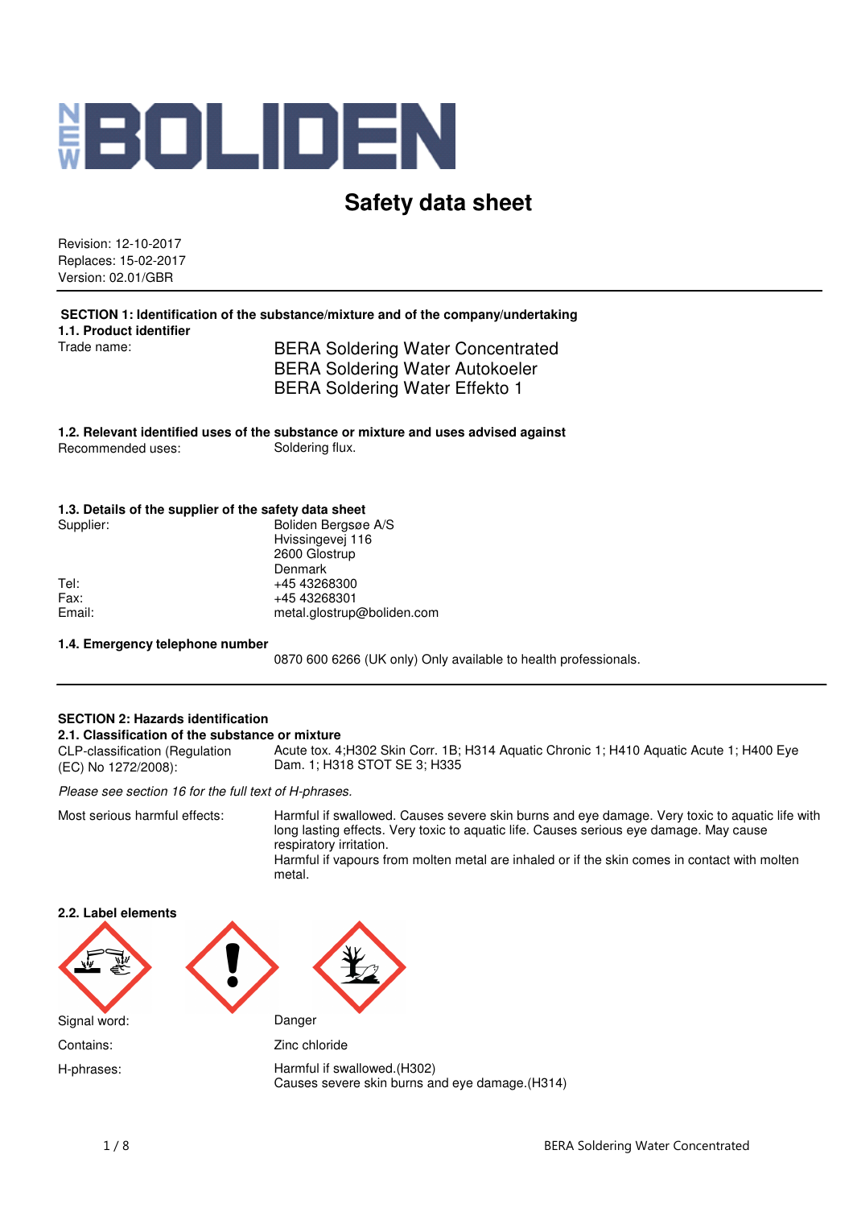NEW BOLIDEN

# Safety data sheet

Revision: 12-10-2017
Replaces: 15-02-2017
Version: 02.01/GBR

## SECTION 1: Identification of the substance/mixture and of the company/undertaking

### 1.1. Product identifier

Trade name: BERA Soldering Water Concentrated
BERA Soldering Water Autokoeler
BERA Soldering Water Effekto 1

### 1.2. Relevant identified uses of the substance or mixture and uses advised against

Recommended uses: Soldering flux.

### 1.3. Details of the supplier of the safety data sheet

Supplier: Boliden Bergsøe A/S
Hvissingevej 116
2600 Glostrup
Denmark

Tel: +45 43268300
Fax: +45 43268301
Email: metal.glostrup@boliden.com

### 1.4. Emergency telephone number

0870 600 6266 (UK only) Only available to health professionals.

## SECTION 2: Hazards identification

### 2.1. Classification of the substance or mixture

CLP-classification (Regulation (EC) No 1272/2008): Acute tox. 4;H302 Skin Corr. 1B; H314 Aquatic Chronic 1; H410 Aquatic Acute 1; H400 Eye Dam. 1; H318 STOT SE 3; H335

*Please see section 16 for the full text of H-phrases.*

Most serious harmful effects: Harmful if swallowed. Causes severe skin burns and eye damage. Very toxic to aquatic life with long lasting effects. Very toxic to aquatic life. Causes serious eye damage. May cause respiratory irritation.
Harmful if vapours from molten metal are inhaled or if the skin comes in contact with molten metal.

### 2.2. Label elements

Signal word: Danger

Contains: Zinc chloride

H-phrases: Harmful if swallowed.(H302)
Causes severe skin burns and eye damage.(H314)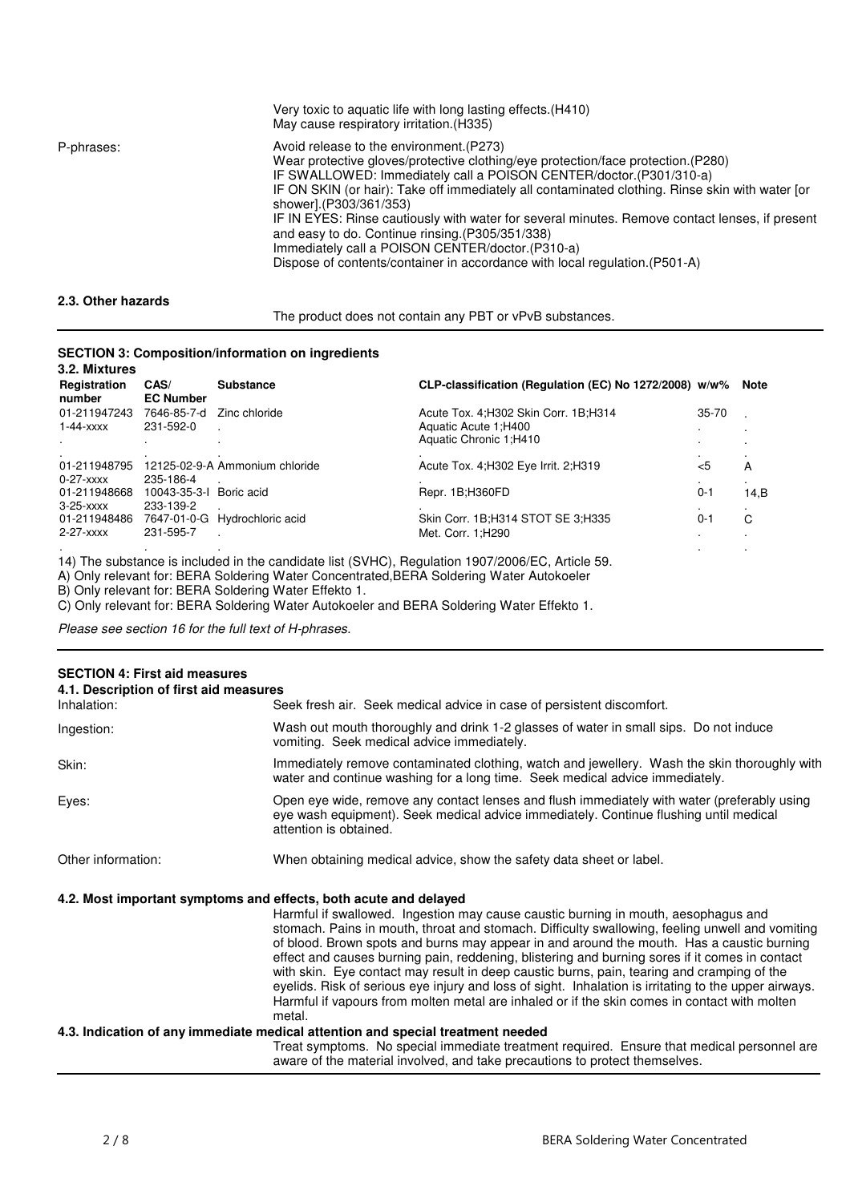| | |
|---|---|
| | Very toxic to aquatic life with long lasting effects.(H410)<br>May cause respiratory irritation.(H335) |
| P-phrases: | Avoid release to the environment.(P273)<br>Wear protective gloves/protective clothing/eye protection/face protection.(P280)<br>IF SWALLOWED: Immediately call a POISON CENTER/doctor.(P301/310-a)<br>IF ON SKIN (or hair): Take off immediately all contaminated clothing. Rinse skin with water [or shower].(P303/361/353)<br>IF IN EYES: Rinse cautiously with water for several minutes. Remove contact lenses, if present and easy to do. Continue rinsing.(P305/351/338)<br>Immediately call a POISON CENTER/doctor.(P310-a)<br>Dispose of contents/container in accordance with local regulation.(P501-A) |

**2.3. Other hazards**

The product does not contain any PBT or vPvB substances.

## SECTION 3: Composition/information on ingredients

**3.2. Mixtures**

| Registration number | CAS/ EC Number | Substance | CLP-classification (Regulation (EC) No 1272/2008) | w/w% | Note |
|---|---|---|---|---|---|
| 01-211947243 1-44-xxxx | 7646-85-7-d 231-592-0 | Zinc chloride | Acute Tox. 4;H302 Skin Corr. 1B;H314<br>Aquatic Acute 1;H400<br>Aquatic Chronic 1;H410 | 35-70 | . |
| 01-211948795 0-27-xxxx | 12125-02-9-A 235-186-4 | Ammonium chloride | Acute Tox. 4;H302 Eye Irrit. 2;H319 | <5 | A |
| 01-211948668 3-25-xxxx | 10043-35-3-I 233-139-2 | Boric acid | Repr. 1B;H360FD | 0-1 | 14,B |
| 01-211948486 2-27-xxxx | 7647-01-0-G 231-595-7 | Hydrochloric acid | Skin Corr. 1B;H314 STOT SE 3;H335<br>Met. Corr. 1;H290 | 0-1 | C |

14) The substance is included in the candidate list (SVHC), Regulation 1907/2006/EC, Article 59.
A) Only relevant for: BERA Soldering Water Concentrated,BERA Soldering Water Autokoeler
B) Only relevant for: BERA Soldering Water Effekto 1.
C) Only relevant for: BERA Soldering Water Autokoeler and BERA Soldering Water Effekto 1.

*Please see section 16 for the full text of H-phrases.*

## SECTION 4: First aid measures

**4.1. Description of first aid measures**

| | |
|---|---|
| Inhalation: | Seek fresh air. Seek medical advice in case of persistent discomfort. |
| Ingestion: | Wash out mouth thoroughly and drink 1-2 glasses of water in small sips. Do not induce vomiting. Seek medical advice immediately. |
| Skin: | Immediately remove contaminated clothing, watch and jewellery. Wash the skin thoroughly with water and continue washing for a long time. Seek medical advice immediately. |
| Eyes: | Open eye wide, remove any contact lenses and flush immediately with water (preferably using eye wash equipment). Seek medical advice immediately. Continue flushing until medical attention is obtained. |
| Other information: | When obtaining medical advice, show the safety data sheet or label. |

**4.2. Most important symptoms and effects, both acute and delayed**

Harmful if swallowed. Ingestion may cause caustic burning in mouth, aesophagus and stomach. Pains in mouth, throat and stomach. Difficulty swallowing, feeling unwell and vomiting of blood. Brown spots and burns may appear in and around the mouth. Has a caustic burning effect and causes burning pain, reddening, blistering and burning sores if it comes in contact with skin. Eye contact may result in deep caustic burns, pain, tearing and cramping of the eyelids. Risk of serious eye injury and loss of sight. Inhalation is irritating to the upper airways. Harmful if vapours from molten metal are inhaled or if the skin comes in contact with molten metal.

**4.3. Indication of any immediate medical attention and special treatment needed**

Treat symptoms. No special immediate treatment required. Ensure that medical personnel are aware of the material involved, and take precautions to protect themselves.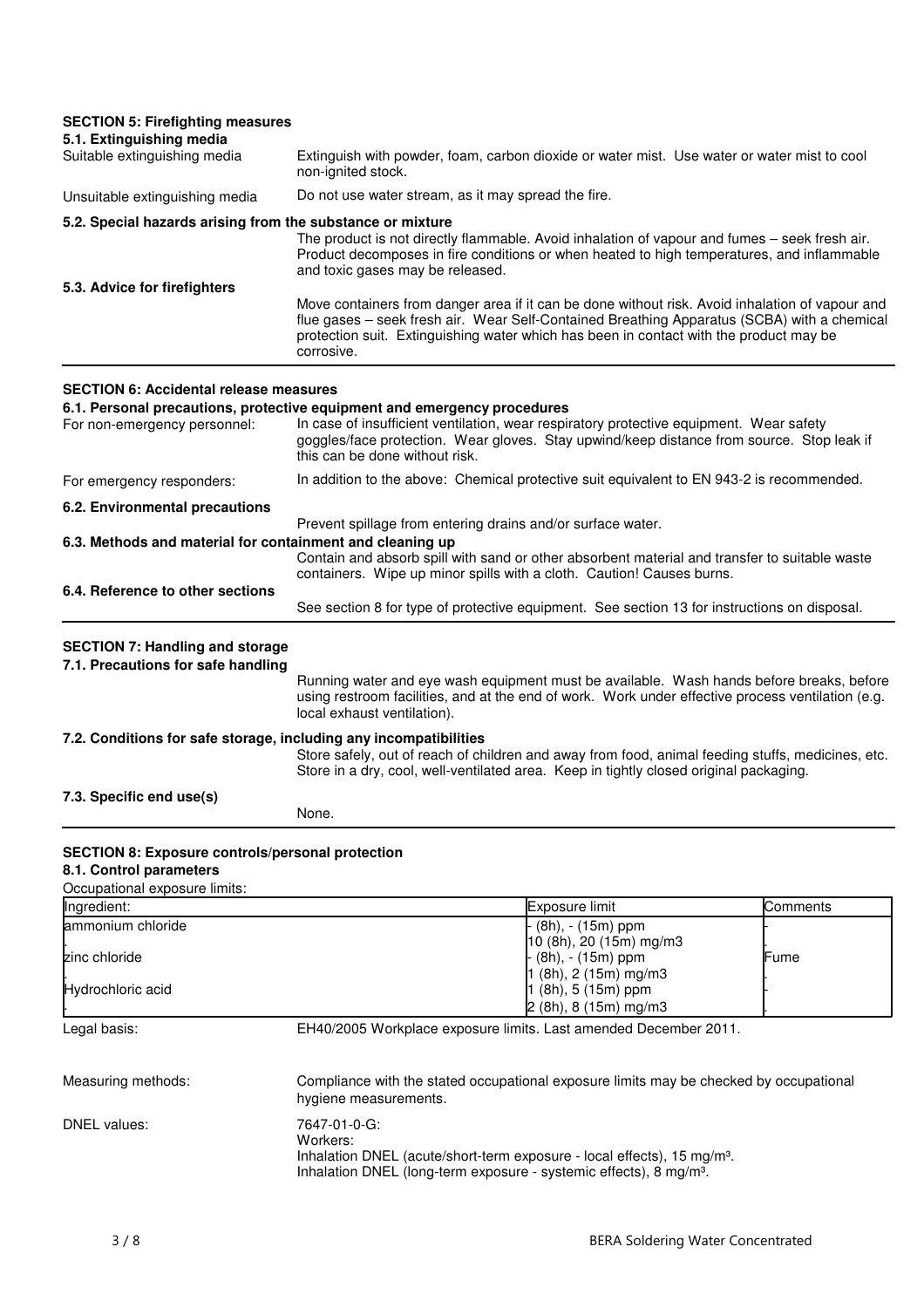## SECTION 5: Firefighting measures

### 5.1. Extinguishing media

Suitable extinguishing media: Extinguish with powder, foam, carbon dioxide or water mist. Use water or water mist to cool non-ignited stock.

Unsuitable extinguishing media: Do not use water stream, as it may spread the fire.

### 5.2. Special hazards arising from the substance or mixture

The product is not directly flammable. Avoid inhalation of vapour and fumes – seek fresh air. Product decomposes in fire conditions or when heated to high temperatures, and inflammable and toxic gases may be released.

### 5.3. Advice for firefighters

Move containers from danger area if it can be done without risk. Avoid inhalation of vapour and flue gases – seek fresh air. Wear Self-Contained Breathing Apparatus (SCBA) with a chemical protection suit. Extinguishing water which has been in contact with the product may be corrosive.

## SECTION 6: Accidental release measures

### 6.1. Personal precautions, protective equipment and emergency procedures

For non-emergency personnel: In case of insufficient ventilation, wear respiratory protective equipment. Wear safety goggles/face protection. Wear gloves. Stay upwind/keep distance from source. Stop leak if this can be done without risk.

For emergency responders: In addition to the above: Chemical protective suit equivalent to EN 943-2 is recommended.

### 6.2. Environmental precautions

Prevent spillage from entering drains and/or surface water.

### 6.3. Methods and material for containment and cleaning up

Contain and absorb spill with sand or other absorbent material and transfer to suitable waste containers. Wipe up minor spills with a cloth. Caution! Causes burns.

### 6.4. Reference to other sections

See section 8 for type of protective equipment. See section 13 for instructions on disposal.

## SECTION 7: Handling and storage

### 7.1. Precautions for safe handling

Running water and eye wash equipment must be available. Wash hands before breaks, before using restroom facilities, and at the end of work. Work under effective process ventilation (e.g. local exhaust ventilation).

### 7.2. Conditions for safe storage, including any incompatibilities

Store safely, out of reach of children and away from food, animal feeding stuffs, medicines, etc. Store in a dry, cool, well-ventilated area. Keep in tightly closed original packaging.

### 7.3. Specific end use(s)

None.

## SECTION 8: Exposure controls/personal protection

### 8.1. Control parameters

Occupational exposure limits:

| Ingredient: | Exposure limit | Comments |
|---|---|---|
| ammonium chloride | - (8h), - (15m) ppm<br>10 (8h), 20 (15m) mg/m3 | - |
| zinc chloride | - (8h), - (15m) ppm<br>1 (8h), 2 (15m) mg/m3 | Fume |
| Hydrochloric acid | 1 (8h), 5 (15m) ppm<br>2 (8h), 8 (15m) mg/m3 | - |

Legal basis: EH40/2005 Workplace exposure limits. Last amended December 2011.

Measuring methods: Compliance with the stated occupational exposure limits may be checked by occupational hygiene measurements.

DNEL values: 7647-01-0-G:
Workers:
Inhalation DNEL (acute/short-term exposure - local effects), 15 mg/m³.
Inhalation DNEL (long-term exposure - systemic effects), 8 mg/m³.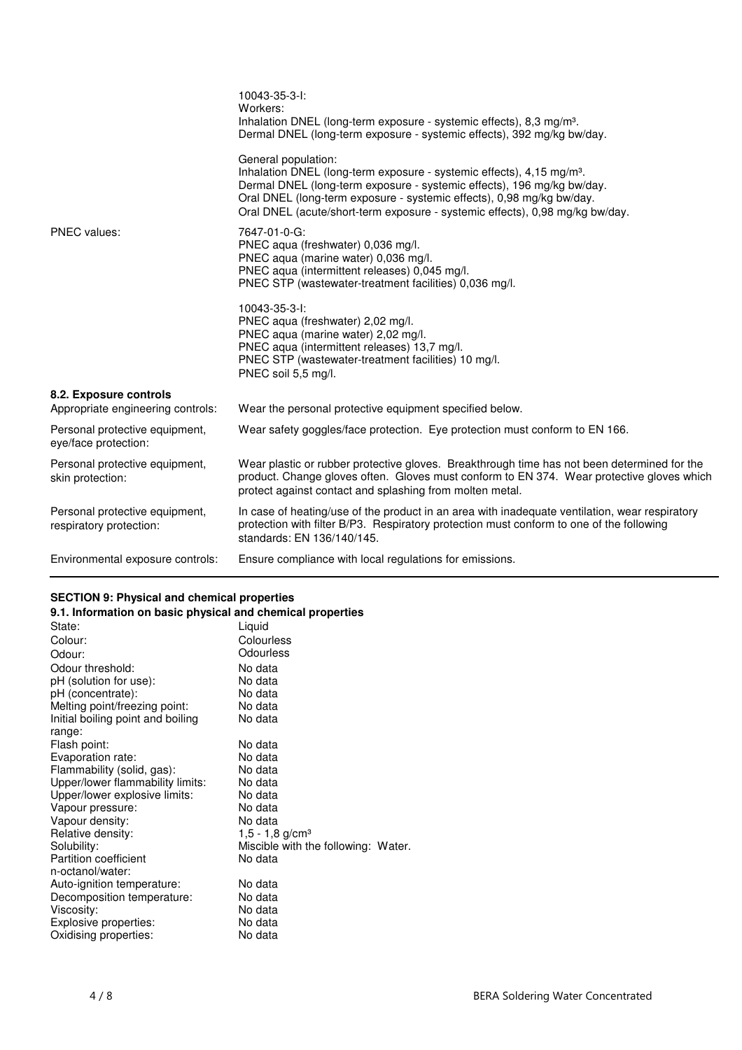| | |
|---|---|
| | 10043-35-3-I:<br>Workers:<br>Inhalation DNEL (long-term exposure - systemic effects), 8,3 mg/m³.<br>Dermal DNEL (long-term exposure - systemic effects), 392 mg/kg bw/day.<br><br>General population:<br>Inhalation DNEL (long-term exposure - systemic effects), 4,15 mg/m³.<br>Dermal DNEL (long-term exposure - systemic effects), 196 mg/kg bw/day.<br>Oral DNEL (long-term exposure - systemic effects), 0,98 mg/kg bw/day.<br>Oral DNEL (acute/short-term exposure - systemic effects), 0,98 mg/kg bw/day. |
| PNEC values: | 7647-01-0-G:<br>PNEC aqua (freshwater) 0,036 mg/l.<br>PNEC aqua (marine water) 0,036 mg/l.<br>PNEC aqua (intermittent releases) 0,045 mg/l.<br>PNEC STP (wastewater-treatment facilities) 0,036 mg/l.<br><br>10043-35-3-I:<br>PNEC aqua (freshwater) 2,02 mg/l.<br>PNEC aqua (marine water) 2,02 mg/l.<br>PNEC aqua (intermittent releases) 13,7 mg/l.<br>PNEC STP (wastewater-treatment facilities) 10 mg/l.<br>PNEC soil 5,5 mg/l. |

**8.2. Exposure controls**

| | |
|---|---|
| Appropriate engineering controls: | Wear the personal protective equipment specified below. |
| Personal protective equipment, eye/face protection: | Wear safety goggles/face protection. Eye protection must conform to EN 166. |
| Personal protective equipment, skin protection: | Wear plastic or rubber protective gloves. Breakthrough time has not been determined for the product. Change gloves often. Gloves must conform to EN 374. Wear protective gloves which protect against contact and splashing from molten metal. |
| Personal protective equipment, respiratory protection: | In case of heating/use of the product in an area with inadequate ventilation, wear respiratory protection with filter B/P3. Respiratory protection must conform to one of the following standards: EN 136/140/145. |
| Environmental exposure controls: | Ensure compliance with local regulations for emissions. |

## SECTION 9: Physical and chemical properties

**9.1. Information on basic physical and chemical properties**

| | |
|---|---|
| State: | Liquid |
| Colour: | Colourless |
| Odour: | Odourless |
| Odour threshold: | No data |
| pH (solution for use): | No data |
| pH (concentrate): | No data |
| Melting point/freezing point: | No data |
| Initial boiling point and boiling range: | No data |
| Flash point: | No data |
| Evaporation rate: | No data |
| Flammability (solid, gas): | No data |
| Upper/lower flammability limits: | No data |
| Upper/lower explosive limits: | No data |
| Vapour pressure: | No data |
| Vapour density: | No data |
| Relative density: | 1,5 - 1,8 g/cm³ |
| Solubility: | Miscible with the following: Water. |
| Partition coefficient n-octanol/water: | No data |
| Auto-ignition temperature: | No data |
| Decomposition temperature: | No data |
| Viscosity: | No data |
| Explosive properties: | No data |
| Oxidising properties: | No data |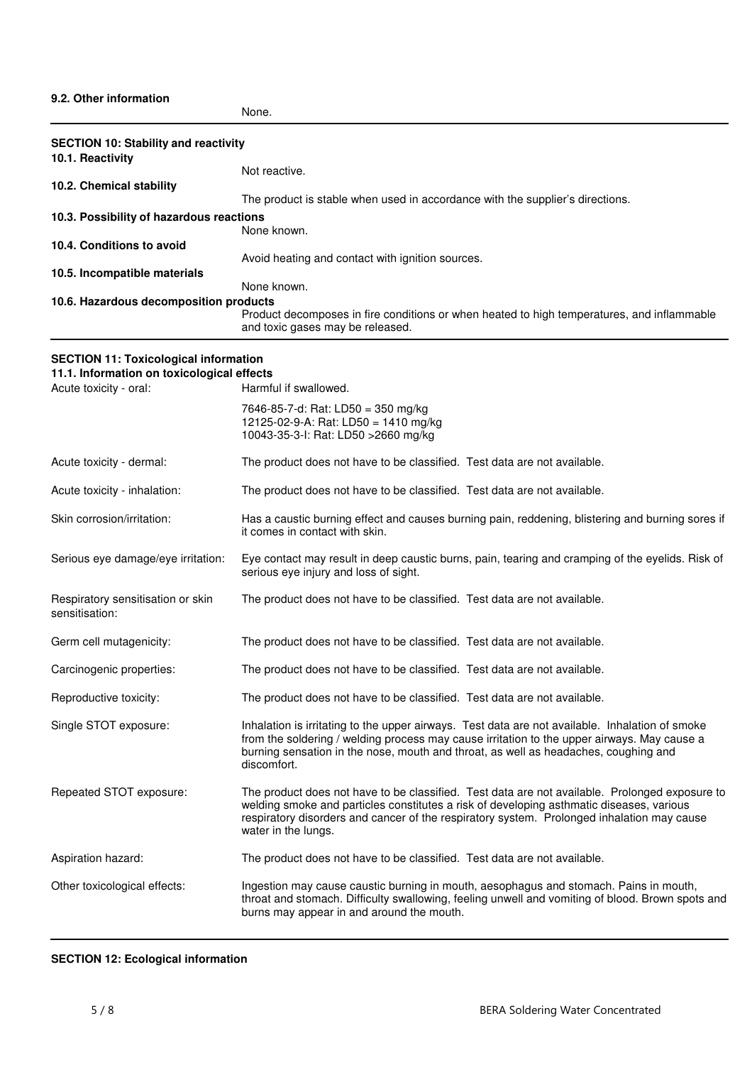**9.2. Other information**

None.

## SECTION 10: Stability and reactivity

**10.1. Reactivity**

Not reactive.

**10.2. Chemical stability**

The product is stable when used in accordance with the supplier's directions.

**10.3. Possibility of hazardous reactions**

None known.

**10.4. Conditions to avoid**

Avoid heating and contact with ignition sources.

**10.5. Incompatible materials**

None known.

**10.6. Hazardous decomposition products**

Product decomposes in fire conditions or when heated to high temperatures, and inflammable and toxic gases may be released.

## SECTION 11: Toxicological information

**11.1. Information on toxicological effects**

| | |
|---|---|
| Acute toxicity - oral: | Harmful if swallowed.<br>7646-85-7-d: Rat: LD50 = 350 mg/kg<br>12125-02-9-A: Rat: LD50 = 1410 mg/kg<br>10043-35-3-I: Rat: LD50 >2660 mg/kg |
| Acute toxicity - dermal: | The product does not have to be classified. Test data are not available. |
| Acute toxicity - inhalation: | The product does not have to be classified. Test data are not available. |
| Skin corrosion/irritation: | Has a caustic burning effect and causes burning pain, reddening, blistering and burning sores if it comes in contact with skin. |
| Serious eye damage/eye irritation: | Eye contact may result in deep caustic burns, pain, tearing and cramping of the eyelids. Risk of serious eye injury and loss of sight. |
| Respiratory sensitisation or skin sensitisation: | The product does not have to be classified. Test data are not available. |
| Germ cell mutagenicity: | The product does not have to be classified. Test data are not available. |
| Carcinogenic properties: | The product does not have to be classified. Test data are not available. |
| Reproductive toxicity: | The product does not have to be classified. Test data are not available. |
| Single STOT exposure: | Inhalation is irritating to the upper airways. Test data are not available. Inhalation of smoke from the soldering / welding process may cause irritation to the upper airways. May cause a burning sensation in the nose, mouth and throat, as well as headaches, coughing and discomfort. |
| Repeated STOT exposure: | The product does not have to be classified. Test data are not available. Prolonged exposure to welding smoke and particles constitutes a risk of developing asthmatic diseases, various respiratory disorders and cancer of the respiratory system. Prolonged inhalation may cause water in the lungs. |
| Aspiration hazard: | The product does not have to be classified. Test data are not available. |
| Other toxicological effects: | Ingestion may cause caustic burning in mouth, aesophagus and stomach. Pains in mouth, throat and stomach. Difficulty swallowing, feeling unwell and vomiting of blood. Brown spots and burns may appear in and around the mouth. |

## SECTION 12: Ecological information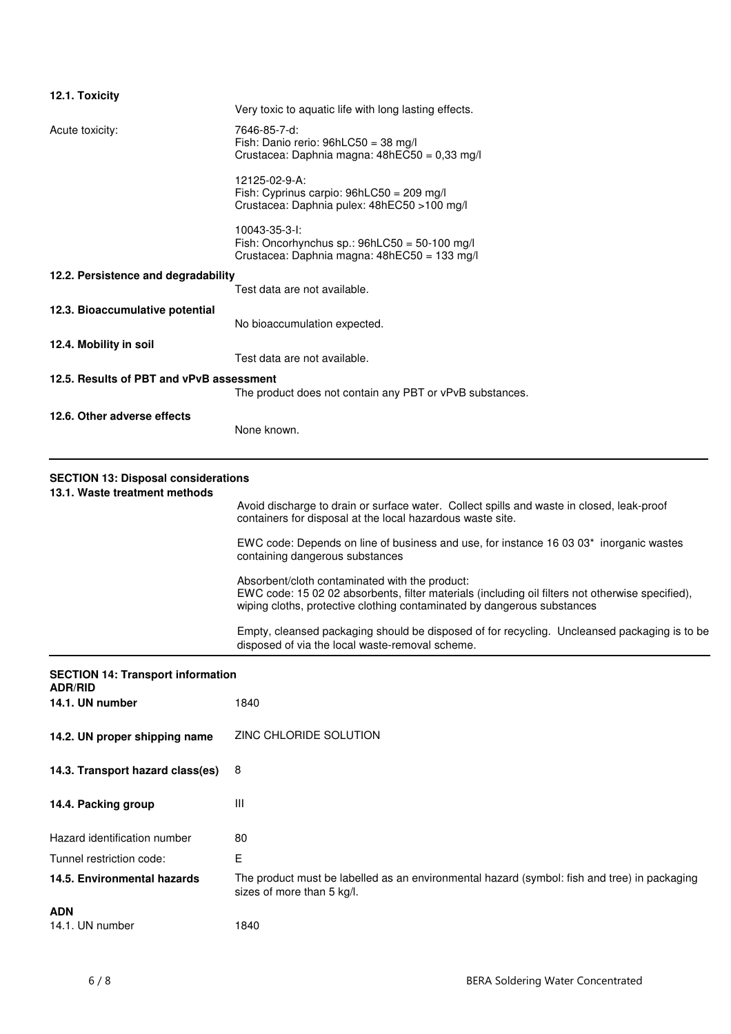**12.1. Toxicity**

Very toxic to aquatic life with long lasting effects.

| | |
|---|---|
| Acute toxicity: | 7646-85-7-d:<br>Fish: Danio rerio: 96hLC50 = 38 mg/l<br>Crustacea: Daphnia magna: 48hEC50 = 0,33 mg/l<br><br>12125-02-9-A:<br>Fish: Cyprinus carpio: 96hLC50 = 209 mg/l<br>Crustacea: Daphnia pulex: 48hEC50 >100 mg/l<br><br>10043-35-3-I:<br>Fish: Oncorhynchus sp.: 96hLC50 = 50-100 mg/l<br>Crustacea: Daphnia magna: 48hEC50 = 133 mg/l |

**12.2. Persistence and degradability**

Test data are not available.

**12.3. Bioaccumulative potential**

No bioaccumulation expected.

**12.4. Mobility in soil**

Test data are not available.

**12.5. Results of PBT and vPvB assessment**

The product does not contain any PBT or vPvB substances.

**12.6. Other adverse effects**

None known.

---

## SECTION 13: Disposal considerations

**13.1. Waste treatment methods**

Avoid discharge to drain or surface water. Collect spills and waste in closed, leak-proof containers for disposal at the local hazardous waste site.

EWC code: Depends on line of business and use, for instance 16 03 03* inorganic wastes containing dangerous substances

Absorbent/cloth contaminated with the product:
EWC code: 15 02 02 absorbents, filter materials (including oil filters not otherwise specified), wiping cloths, protective clothing contaminated by dangerous substances

Empty, cleansed packaging should be disposed of for recycling. Uncleansed packaging is to be disposed of via the local waste-removal scheme.

---

## SECTION 14: Transport information

**ADR/RID**

| | |
|---|---|
| **14.1. UN number** | 1840 |
| **14.2. UN proper shipping name** | ZINC CHLORIDE SOLUTION |
| **14.3. Transport hazard class(es)** | 8 |
| **14.4. Packing group** | III |
| Hazard identification number | 80 |
| Tunnel restriction code: | E |
| **14.5. Environmental hazards** | The product must be labelled as an environmental hazard (symbol: fish and tree) in packaging sizes of more than 5 kg/l. |

**ADN**

| | |
|---|---|
| 14.1. UN number | 1840 |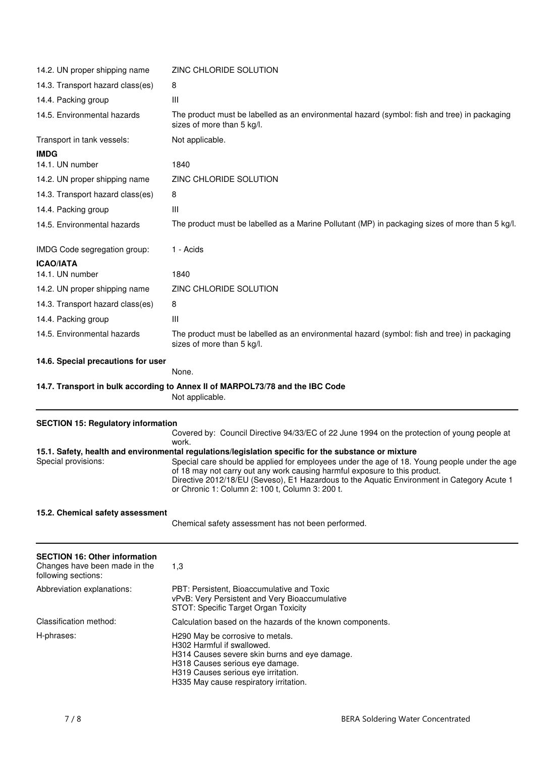| | |
|---|---|
| 14.2. UN proper shipping name | ZINC CHLORIDE SOLUTION |
| 14.3. Transport hazard class(es) | 8 |
| 14.4. Packing group | III |
| 14.5. Environmental hazards | The product must be labelled as an environmental hazard (symbol: fish and tree) in packaging sizes of more than 5 kg/l. |
| Transport in tank vessels: | Not applicable. |

**IMDG**

| | |
|---|---|
| 14.1. UN number | 1840 |
| 14.2. UN proper shipping name | ZINC CHLORIDE SOLUTION |
| 14.3. Transport hazard class(es) | 8 |
| 14.4. Packing group | III |
| 14.5. Environmental hazards | The product must be labelled as a Marine Pollutant (MP) in packaging sizes of more than 5 kg/l. |
| IMDG Code segregation group: | 1 - Acids |

**ICAO/IATA**

| | |
|---|---|
| 14.1. UN number | 1840 |
| 14.2. UN proper shipping name | ZINC CHLORIDE SOLUTION |
| 14.3. Transport hazard class(es) | 8 |
| 14.4. Packing group | III |
| 14.5. Environmental hazards | The product must be labelled as an environmental hazard (symbol: fish and tree) in packaging sizes of more than 5 kg/l. |

**14.6. Special precautions for user**

None.

**14.7. Transport in bulk according to Annex II of MARPOL73/78 and the IBC Code**

Not applicable.

## SECTION 15: Regulatory information

Covered by: Council Directive 94/33/EC of 22 June 1994 on the protection of young people at work.

**15.1. Safety, health and environmental regulations/legislation specific for the substance or mixture**

Special provisions: Special care should be applied for employees under the age of 18. Young people under the age of 18 may not carry out any work causing harmful exposure to this product.
Directive 2012/18/EU (Seveso), E1 Hazardous to the Aquatic Environment in Category Acute 1 or Chronic 1: Column 2: 100 t, Column 3: 200 t.

**15.2. Chemical safety assessment**

Chemical safety assessment has not been performed.

## SECTION 16: Other information

| | |
|---|---|
| Changes have been made in the following sections: | 1,3 |
| Abbreviation explanations: | PBT: Persistent, Bioaccumulative and Toxic<br>vPvB: Very Persistent and Very Bioaccumulative<br>STOT: Specific Target Organ Toxicity |
| Classification method: | Calculation based on the hazards of the known components. |
| H-phrases: | H290 May be corrosive to metals.<br>H302 Harmful if swallowed.<br>H314 Causes severe skin burns and eye damage.<br>H318 Causes serious eye damage.<br>H319 Causes serious eye irritation.<br>H335 May cause respiratory irritation. |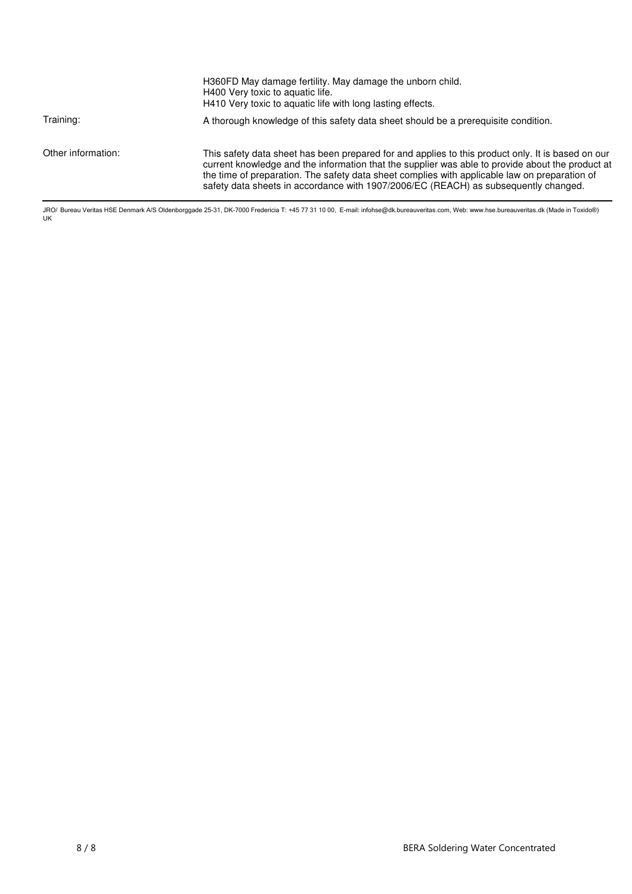H360FD May damage fertility. May damage the unborn child.
H400 Very toxic to aquatic life.
H410 Very toxic to aquatic life with long lasting effects.

Training: A thorough knowledge of this safety data sheet should be a prerequisite condition.

Other information: This safety data sheet has been prepared for and applies to this product only. It is based on our current knowledge and the information that the supplier was able to provide about the product at the time of preparation. The safety data sheet complies with applicable law on preparation of safety data sheets in accordance with 1907/2006/EC (REACH) as subsequently changed.

---

JRO/ Bureau Veritas HSE Denmark A/S Oldenborggade 25-31, DK-7000 Fredericia T: +45 77 31 10 00, E-mail: infohse@dk.bureauveritas.com, Web: www.hse.bureauveritas.dk (Made in Toxido®) UK